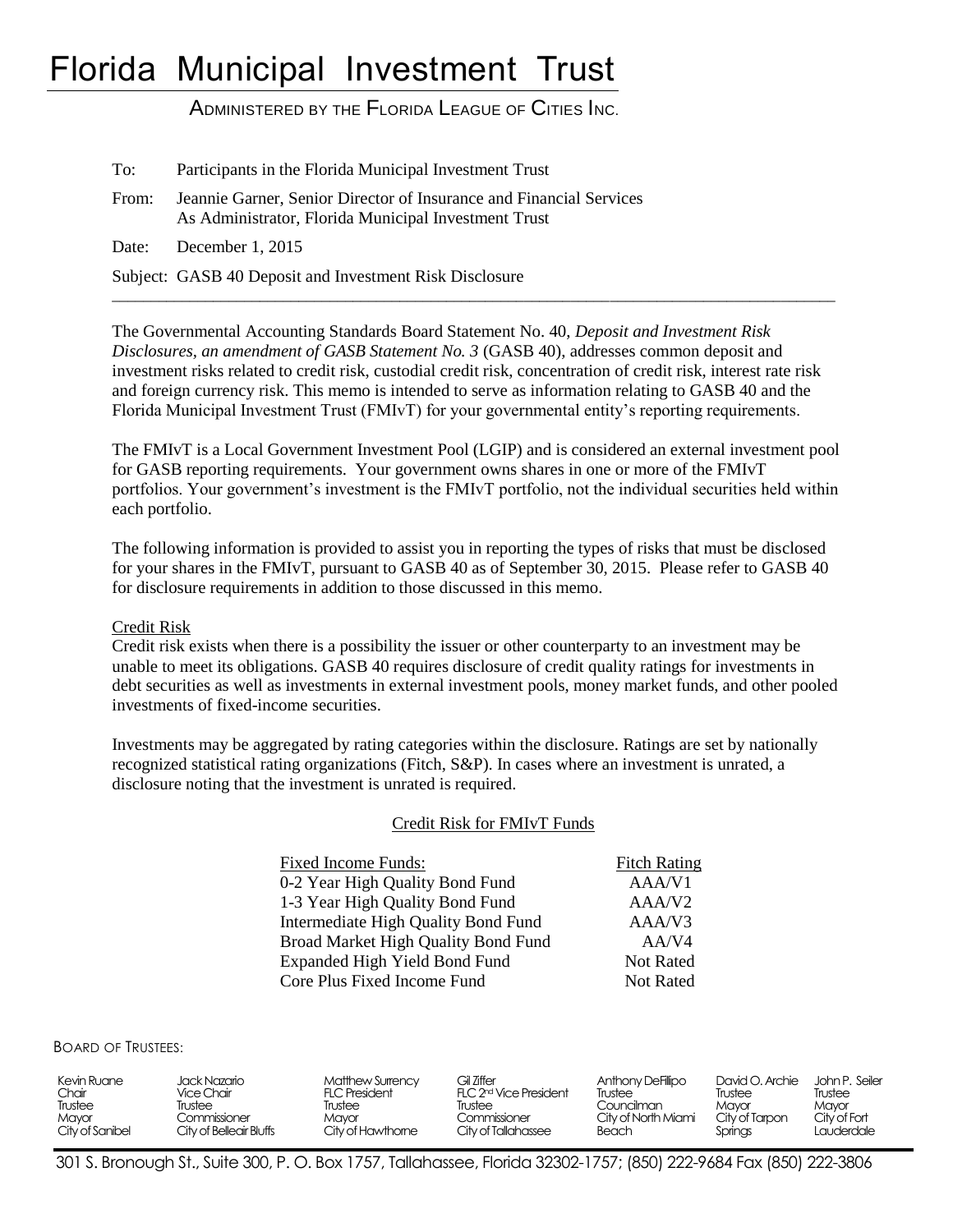# Florida Municipal Investment Trust

ADMINISTERED BY THE FLORIDA LEAGUE OF CITIES INC.

To: Participants in the Florida Municipal Investment Trust

From: Jeannie Garner, Senior Director of Insurance and Financial Services
As Administrator, Florida Municipal Investment Trust

Date: December 1, 2015

Subject: GASB 40 Deposit and Investment Risk Disclosure

---

The Governmental Accounting Standards Board Statement No. 40, *Deposit and Investment Risk Disclosures, an amendment of GASB Statement No. 3* (GASB 40), addresses common deposit and investment risks related to credit risk, custodial credit risk, concentration of credit risk, interest rate risk and foreign currency risk. This memo is intended to serve as information relating to GASB 40 and the Florida Municipal Investment Trust (FMIvT) for your governmental entity's reporting requirements.

The FMIvT is a Local Government Investment Pool (LGIP) and is considered an external investment pool for GASB reporting requirements. Your government owns shares in one or more of the FMIvT portfolios. Your government's investment is the FMIvT portfolio, not the individual securities held within each portfolio.

The following information is provided to assist you in reporting the types of risks that must be disclosed for your shares in the FMIvT, pursuant to GASB 40 as of September 30, 2015. Please refer to GASB 40 for disclosure requirements in addition to those discussed in this memo.

Credit Risk

Credit risk exists when there is a possibility the issuer or other counterparty to an investment may be unable to meet its obligations. GASB 40 requires disclosure of credit quality ratings for investments in debt securities as well as investments in external investment pools, money market funds, and other pooled investments of fixed-income securities.

Investments may be aggregated by rating categories within the disclosure. Ratings are set by nationally recognized statistical rating organizations (Fitch, S&P). In cases where an investment is unrated, a disclosure noting that the investment is unrated is required.

Credit Risk for FMIvT Funds

| Fixed Income Funds: | Fitch Rating |
|---|---|
| 0-2 Year High Quality Bond Fund | AAA/V1 |
| 1-3 Year High Quality Bond Fund | AAA/V2 |
| Intermediate High Quality Bond Fund | AAA/V3 |
| Broad Market High Quality Bond Fund | AA/V4 |
| Expanded High Yield Bond Fund | Not Rated |
| Core Plus Fixed Income Fund | Not Rated |

BOARD OF TRUSTEES:

| Kevin Ruane | Jack Nazario | Matthew Surrency | Gil Ziffer | Anthony DeFillipo | David O. Archie | John P. Seiler |
|---|---|---|---|---|---|---|
| Chair | Vice Chair | FLC President | FLC 2nd Vice President | Trustee | Trustee | Trustee |
| Trustee | Trustee | Trustee | Trustee | Councilman | Mayor | Mayor |
| Mayor | Commissioner | Mayor | Commissioner | City of North Miami Beach | City of Tarpon Springs | City of Fort Lauderdale |
| City of Sanibel | City of Belleair Bluffs | City of Hawthorne | City of Tallahassee | | | |

301 S. Bronough St., Suite 300, P. O. Box 1757, Tallahassee, Florida 32302-1757; (850) 222-9684 Fax (850) 222-3806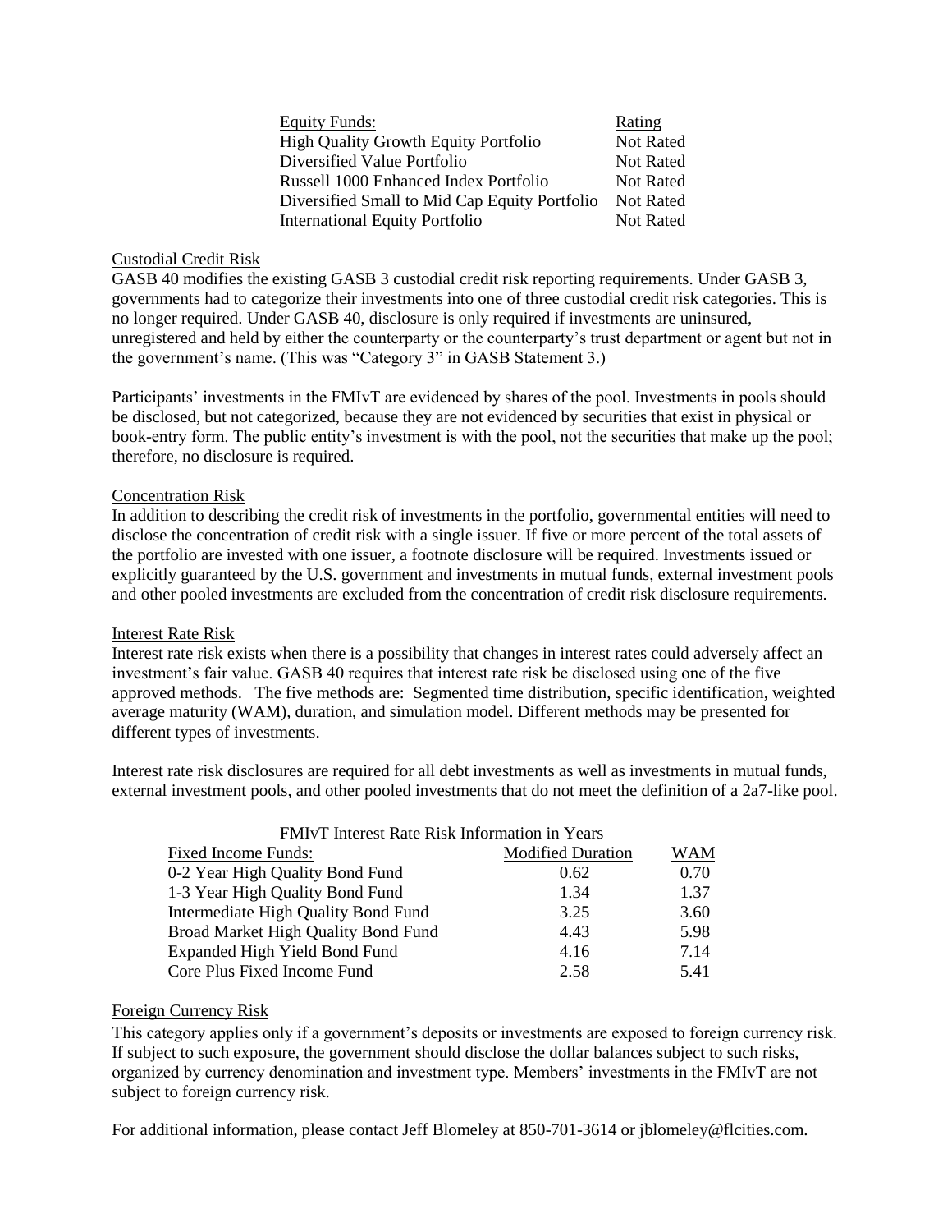| Equity Funds: | Rating |
|---|---|
| High Quality Growth Equity Portfolio | Not Rated |
| Diversified Value Portfolio | Not Rated |
| Russell 1000 Enhanced Index Portfolio | Not Rated |
| Diversified Small to Mid Cap Equity Portfolio | Not Rated |
| International Equity Portfolio | Not Rated |

## Custodial Credit Risk

GASB 40 modifies the existing GASB 3 custodial credit risk reporting requirements. Under GASB 3, governments had to categorize their investments into one of three custodial credit risk categories. This is no longer required. Under GASB 40, disclosure is only required if investments are uninsured, unregistered and held by either the counterparty or the counterparty's trust department or agent but not in the government's name. (This was "Category 3" in GASB Statement 3.)

Participants' investments in the FMIvT are evidenced by shares of the pool. Investments in pools should be disclosed, but not categorized, because they are not evidenced by securities that exist in physical or book-entry form. The public entity's investment is with the pool, not the securities that make up the pool; therefore, no disclosure is required.

## Concentration Risk

In addition to describing the credit risk of investments in the portfolio, governmental entities will need to disclose the concentration of credit risk with a single issuer. If five or more percent of the total assets of the portfolio are invested with one issuer, a footnote disclosure will be required. Investments issued or explicitly guaranteed by the U.S. government and investments in mutual funds, external investment pools and other pooled investments are excluded from the concentration of credit risk disclosure requirements.

## Interest Rate Risk

Interest rate risk exists when there is a possibility that changes in interest rates could adversely affect an investment's fair value. GASB 40 requires that interest rate risk be disclosed using one of the five approved methods. The five methods are: Segmented time distribution, specific identification, weighted average maturity (WAM), duration, and simulation model. Different methods may be presented for different types of investments.

Interest rate risk disclosures are required for all debt investments as well as investments in mutual funds, external investment pools, and other pooled investments that do not meet the definition of a 2a7-like pool.

FMIvT Interest Rate Risk Information in Years

| Fixed Income Funds: | Modified Duration | WAM |
|---|---|---|
| 0-2 Year High Quality Bond Fund | 0.62 | 0.70 |
| 1-3 Year High Quality Bond Fund | 1.34 | 1.37 |
| Intermediate High Quality Bond Fund | 3.25 | 3.60 |
| Broad Market High Quality Bond Fund | 4.43 | 5.98 |
| Expanded High Yield Bond Fund | 4.16 | 7.14 |
| Core Plus Fixed Income Fund | 2.58 | 5.41 |

## Foreign Currency Risk

This category applies only if a government's deposits or investments are exposed to foreign currency risk. If subject to such exposure, the government should disclose the dollar balances subject to such risks, organized by currency denomination and investment type. Members' investments in the FMIvT are not subject to foreign currency risk.

For additional information, please contact Jeff Blomeley at 850-701-3614 or jblomeley@flcities.com.